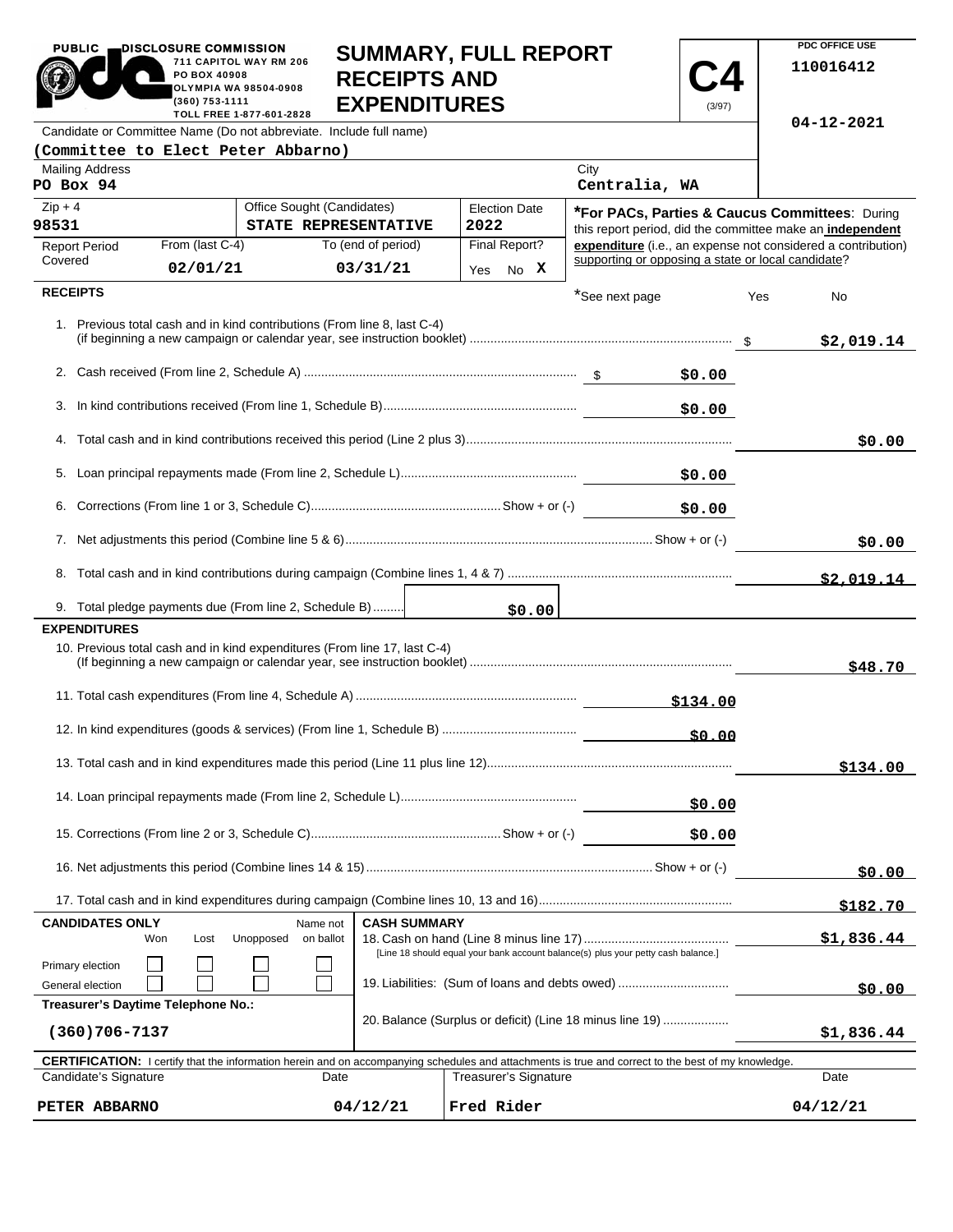PUBLIC DISCLOSURE COMMISSION
711 CAPITOL WAY RM 206
PO BOX 40908
OLYMPIA WA 98504-0908
(360) 753-1111
TOLL FREE 1-877-601-2828

# SUMMARY, FULL REPORT RECEIPTS AND EXPENDITURES

**C4** (3/97)

PDC OFFICE USE
110016412
04-12-2021

Candidate or Committee Name (Do not abbreviate. Include full name)
**(Committee to Elect Peter Abbarno)**

| Mailing Address | City |
|---|---|
| PO Box 94 | Centralia, WA |

| Zip + 4 | Office Sought (Candidates) | Election Date |
|---|---|---|
| 98531 | STATE REPRESENTATIVE | 2022 |

| Report Period Covered | From (last C-4) | To (end of period) | Final Report? |
|---|---|---|---|
| | 02/01/21 | 03/31/21 | Yes No **X** |

***For PACs, Parties & Caucus Committees**: During this report period, did the committee make an **independent expenditure** (i.e., an expense not considered a contribution) supporting or opposing a state or local candidate?

*See next page Yes No

## RECEIPTS

| | | |
|---|---|---|
| 1. Previous total cash and in kind contributions (From line 8, last C-4) (if beginning a new campaign or calendar year, see instruction booklet) | | $2,019.14 |
| 2. Cash received (From line 2, Schedule A) | $0.00 | |
| 3. In kind contributions received (From line 1, Schedule B) | $0.00 | |
| 4. Total cash and in kind contributions received this period (Line 2 plus 3) | | $0.00 |
| 5. Loan principal repayments made (From line 2, Schedule L) | $0.00 | |
| 6. Corrections (From line 1 or 3, Schedule C) Show + or (-) | $0.00 | |
| 7. Net adjustments this period (Combine line 5 & 6) Show + or (-) | | $0.00 |
| 8. Total cash and in kind contributions during campaign (Combine lines 1, 4 & 7) | | $2,019.14 |
| 9. Total pledge payments due (From line 2, Schedule B) $0.00 | | |

## EXPENDITURES

| | | |
|---|---|---|
| 10. Previous total cash and in kind expenditures (From line 17, last C-4) (If beginning a new campaign or calendar year, see instruction booklet) | | $48.70 |
| 11. Total cash expenditures (From line 4, Schedule A) | $134.00 | |
| 12. In kind expenditures (goods & services) (From line 1, Schedule B) | $0.00 | |
| 13. Total cash and in kind expenditures made this period (Line 11 plus line 12) | | $134.00 |
| 14. Loan principal repayments made (From line 2, Schedule L) | $0.00 | |
| 15. Corrections (From line 2 or 3, Schedule C) Show + or (-) | $0.00 | |
| 16. Net adjustments this period (Combine lines 14 & 15) Show + or (-) | | $0.00 |
| 17. Total cash and in kind expenditures during campaign (Combine lines 10, 13 and 16) | | $182.70 |

**CANDIDATES ONLY**

| | Won | Lost | Unopposed | Name not on ballot |
|---|---|---|---|---|
| Primary election | ☐ | ☐ | ☐ | ☐ |
| General election | ☐ | ☐ | ☐ | ☐ |

**Treasurer's Daytime Telephone No.:** (360)706-7137

**CASH SUMMARY**

| | |
|---|---|
| 18. Cash on hand (Line 8 minus line 17) [Line 18 should equal your bank account balance(s) plus your petty cash balance.] | $1,836.44 |
| 19. Liabilities: (Sum of loans and debts owed) | $0.00 |
| 20. Balance (Surplus or deficit) (Line 18 minus line 19) | $1,836.44 |

**CERTIFICATION:** I certify that the information herein and on accompanying schedules and attachments is true and correct to the best of my knowledge.

| Candidate's Signature | Date | Treasurer's Signature | Date |
|---|---|---|---|
| PETER ABBARNO | 04/12/21 | Fred Rider | 04/12/21 |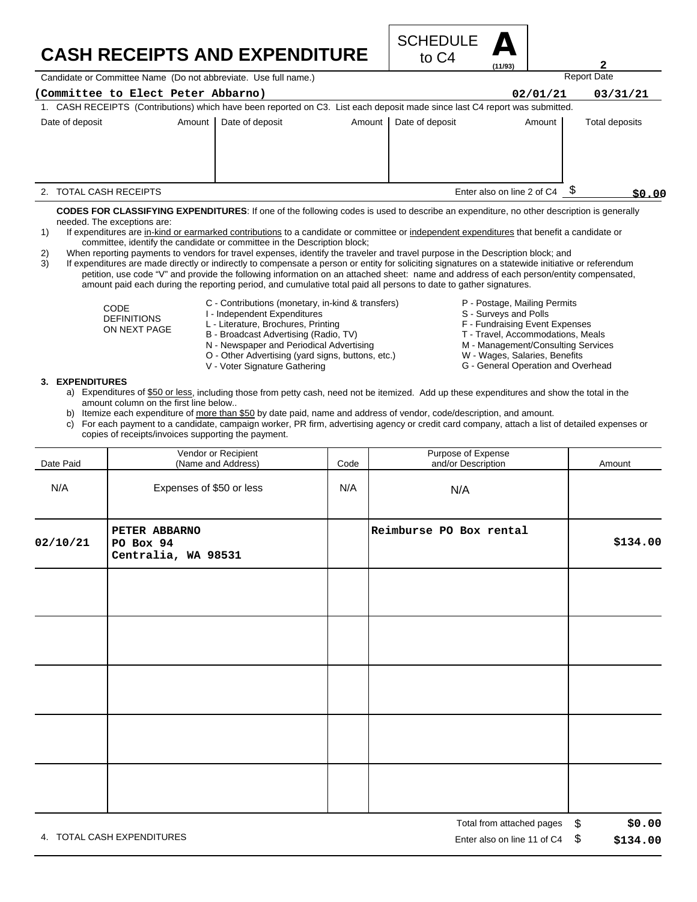# CASH RECEIPTS AND EXPENDITURE

SCHEDULE **A** to C4 (11/93)

Candidate or Committee Name (Do not abbreviate. Use full name.)

**(Committee to Elect Peter Abbarno)**

Report Date **02/01/21** **03/31/21**

1. CASH RECEIPTS (Contributions) which have been reported on C3. List each deposit made since last C4 report was submitted.

| Date of deposit | Amount | Date of deposit | Amount | Date of deposit | Amount | Total deposits |
|---|---|---|---|---|---|---|
| | | | | | | |

2. TOTAL CASH RECEIPTS — Enter also on line 2 of C4 $ **$0.00**

**CODES FOR CLASSIFYING EXPENDITURES**: If one of the following codes is used to describe an expenditure, no other description is generally needed. The exceptions are:

1) If expenditures are in-kind or earmarked contributions to a candidate or committee or independent expenditures that benefit a candidate or committee, identify the candidate or committee in the Description block;
2) When reporting payments to vendors for travel expenses, identify the traveler and travel purpose in the Description block; and
3) If expenditures are made directly or indirectly to compensate a person or entity for soliciting signatures on a statewide initiative or referendum petition, use code "V" and provide the following information on an attached sheet: name and address of each person/entity compensated, amount paid each during the reporting period, and cumulative total paid all persons to date to gather signatures.

CODE DEFINITIONS ON NEXT PAGE

- C - Contributions (monetary, in-kind & transfers)
- I - Independent Expenditures
- L - Literature, Brochures, Printing
- B - Broadcast Advertising (Radio, TV)
- N - Newspaper and Periodical Advertising
- O - Other Advertising (yard signs, buttons, etc.)
- V - Voter Signature Gathering
- P - Postage, Mailing Permits
- S - Surveys and Polls
- F - Fundraising Event Expenses
- T - Travel, Accommodations, Meals
- M - Management/Consulting Services
- W - Wages, Salaries, Benefits
- G - General Operation and Overhead

**3. EXPENDITURES**

a) Expenditures of $50 or less, including those from petty cash, need not be itemized. Add up these expenditures and show the total in the amount column on the first line below..
b) Itemize each expenditure of more than $50 by date paid, name and address of vendor, code/description, and amount.
c) For each payment to a candidate, campaign worker, PR firm, advertising agency or credit card company, attach a list of detailed expenses or copies of receipts/invoices supporting the payment.

| Date Paid | Vendor or Recipient (Name and Address) | Code | Purpose of Expense and/or Description | Amount |
|---|---|---|---|---|
| N/A | Expenses of $50 or less | N/A | N/A | |
| 02/10/21 | PETER ABBARNO PO Box 94 Centralia, WA 98531 | | Reimburse PO Box rental | $134.00 |
| | | | | |
| | | | | |
| | | | | |
| | | | | |
| | | | | |

Total from attached pages $ **$0.00**

4. TOTAL CASH EXPENDITURES — Enter also on line 11 of C4 $ **$134.00**